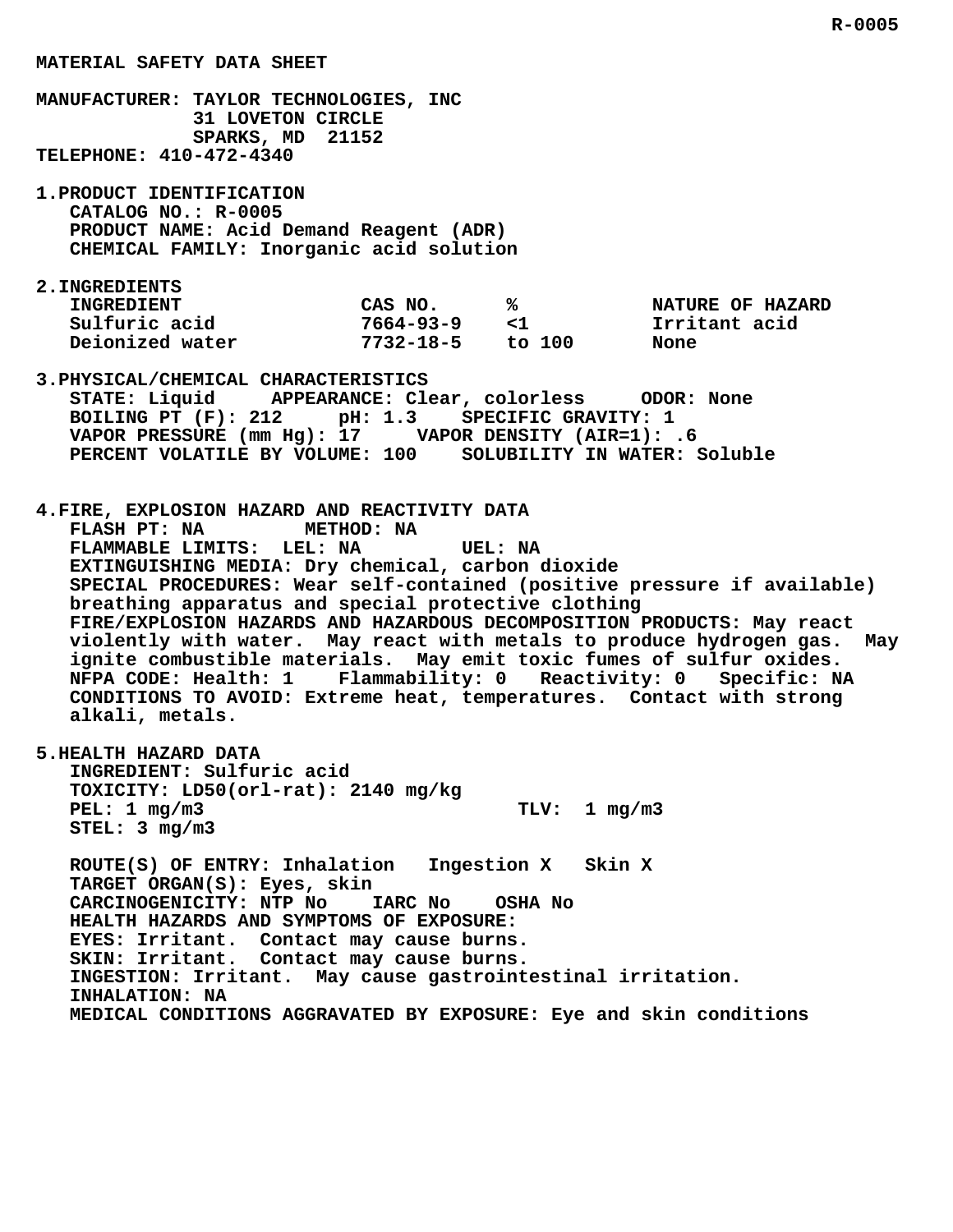R-0005

# MATERIAL SAFETY DATA SHEET

**MANUFACTURER:** TAYLOR TECHNOLOGIES, INC
31 LOVETON CIRCLE
SPARKS, MD 21152
**TELEPHONE:** 410-472-4340

## 1. PRODUCT IDENTIFICATION

CATALOG NO.: R-0005
PRODUCT NAME: Acid Demand Reagent (ADR)
CHEMICAL FAMILY: Inorganic acid solution

## 2. INGREDIENTS

| INGREDIENT | CAS NO. | % | NATURE OF HAZARD |
| --- | --- | --- | --- |
| Sulfuric acid | 7664-93-9 | <1 | Irritant acid |
| Deionized water | 7732-18-5 | to 100 | None |

## 3. PHYSICAL/CHEMICAL CHARACTERISTICS

STATE: Liquid     APPEARANCE: Clear, colorless     ODOR: None
BOILING PT (F): 212     pH: 1.3     SPECIFIC GRAVITY: 1
VAPOR PRESSURE (mm Hg): 17     VAPOR DENSITY (AIR=1): .6
PERCENT VOLATILE BY VOLUME: 100     SOLUBILITY IN WATER: Soluble

## 4. FIRE, EXPLOSION HAZARD AND REACTIVITY DATA

FLASH PT: NA     METHOD: NA
FLAMMABLE LIMITS: LEL: NA     UEL: NA
EXTINGUISHING MEDIA: Dry chemical, carbon dioxide
SPECIAL PROCEDURES: Wear self-contained (positive pressure if available) breathing apparatus and special protective clothing
FIRE/EXPLOSION HAZARDS AND HAZARDOUS DECOMPOSITION PRODUCTS: May react violently with water. May react with metals to produce hydrogen gas. May ignite combustible materials. May emit toxic fumes of sulfur oxides.
NFPA CODE: Health: 1     Flammability: 0     Reactivity: 0     Specific: NA
CONDITIONS TO AVOID: Extreme heat, temperatures. Contact with strong alkali, metals.

## 5. HEALTH HAZARD DATA

INGREDIENT: Sulfuric acid
TOXICITY: LD50(orl-rat): 2140 mg/kg
PEL: 1 mg/m3     TLV: 1 mg/m3
STEL: 3 mg/m3

ROUTE(S) OF ENTRY: Inhalation     Ingestion X     Skin X
TARGET ORGAN(S): Eyes, skin
CARCINOGENICITY: NTP No     IARC No     OSHA No
HEALTH HAZARDS AND SYMPTOMS OF EXPOSURE:
EYES: Irritant. Contact may cause burns.
SKIN: Irritant. Contact may cause burns.
INGESTION: Irritant. May cause gastrointestinal irritation.
INHALATION: NA
MEDICAL CONDITIONS AGGRAVATED BY EXPOSURE: Eye and skin conditions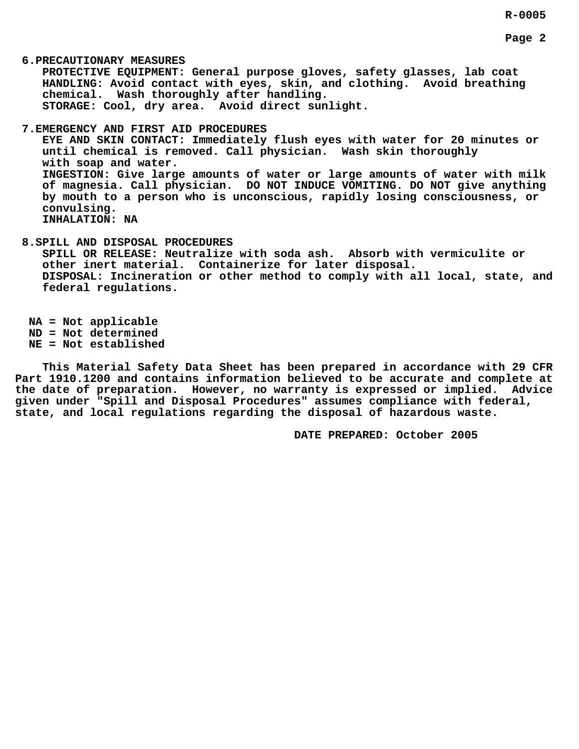## 6. PRECAUTIONARY MEASURES

**PROTECTIVE EQUIPMENT:** General purpose gloves, safety glasses, lab coat

**HANDLING:** Avoid contact with eyes, skin, and clothing. Avoid breathing chemical. Wash thoroughly after handling.

**STORAGE:** Cool, dry area. Avoid direct sunlight.

## 7. EMERGENCY AND FIRST AID PROCEDURES

**EYE AND SKIN CONTACT:** Immediately flush eyes with water for 20 minutes or until chemical is removed. Call physician. Wash skin thoroughly with soap and water.

**INGESTION:** Give large amounts of water or large amounts of water with milk of magnesia. Call physician. DO NOT INDUCE VOMITING. DO NOT give anything by mouth to a person who is unconscious, rapidly losing consciousness, or convulsing.

**INHALATION:** NA

## 8. SPILL AND DISPOSAL PROCEDURES

**SPILL OR RELEASE:** Neutralize with soda ash. Absorb with vermiculite or other inert material. Containerize for later disposal.

**DISPOSAL:** Incineration or other method to comply with all local, state, and federal regulations.

NA = Not applicable
ND = Not determined
NE = Not established

This Material Safety Data Sheet has been prepared in accordance with 29 CFR Part 1910.1200 and contains information believed to be accurate and complete at the date of preparation. However, no warranty is expressed or implied. Advice given under "Spill and Disposal Procedures" assumes compliance with federal, state, and local regulations regarding the disposal of hazardous waste.

DATE PREPARED: October 2005